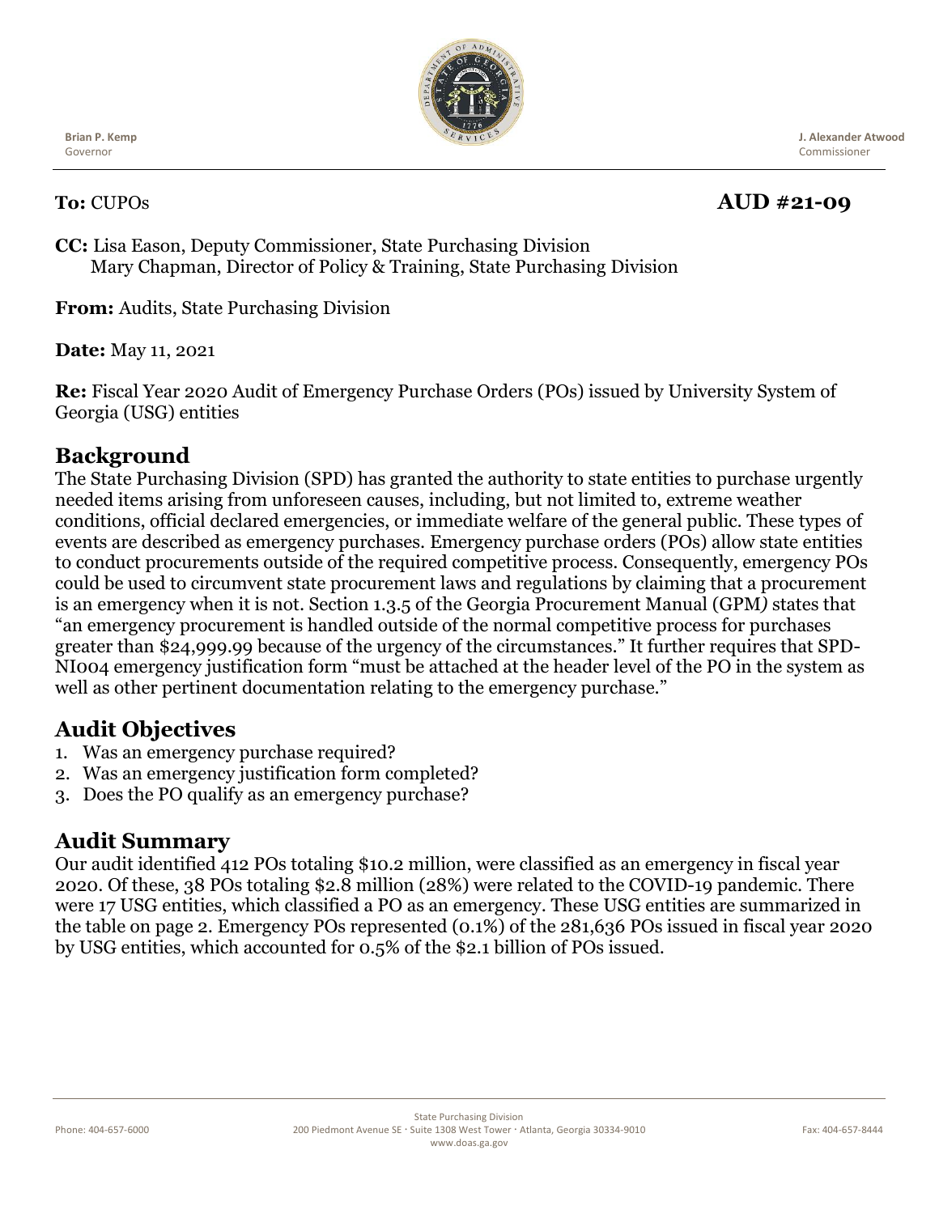Brian P. Kemp
Governor

J. Alexander Atwood
Commissioner

**To:** CUPOs **AUD #21-09**

**CC:** Lisa Eason, Deputy Commissioner, State Purchasing Division
Mary Chapman, Director of Policy & Training, State Purchasing Division

**From:** Audits, State Purchasing Division

**Date:** May 11, 2021

**Re:** Fiscal Year 2020 Audit of Emergency Purchase Orders (POs) issued by University System of Georgia (USG) entities

## Background

The State Purchasing Division (SPD) has granted the authority to state entities to purchase urgently needed items arising from unforeseen causes, including, but not limited to, extreme weather conditions, official declared emergencies, or immediate welfare of the general public. These types of events are described as emergency purchases. Emergency purchase orders (POs) allow state entities to conduct procurements outside of the required competitive process. Consequently, emergency POs could be used to circumvent state procurement laws and regulations by claiming that a procurement is an emergency when it is not. Section 1.3.5 of the Georgia Procurement Manual (GPM) states that "an emergency procurement is handled outside of the normal competitive process for purchases greater than $24,999.99 because of the urgency of the circumstances." It further requires that SPD-NI004 emergency justification form "must be attached at the header level of the PO in the system as well as other pertinent documentation relating to the emergency purchase."

## Audit Objectives

1. Was an emergency purchase required?
2. Was an emergency justification form completed?
3. Does the PO qualify as an emergency purchase?

## Audit Summary

Our audit identified 412 POs totaling $10.2 million, were classified as an emergency in fiscal year 2020. Of these, 38 POs totaling $2.8 million (28%) were related to the COVID-19 pandemic. There were 17 USG entities, which classified a PO as an emergency. These USG entities are summarized in the table on page 2. Emergency POs represented (0.1%) of the 281,636 POs issued in fiscal year 2020 by USG entities, which accounted for 0.5% of the $2.1 billion of POs issued.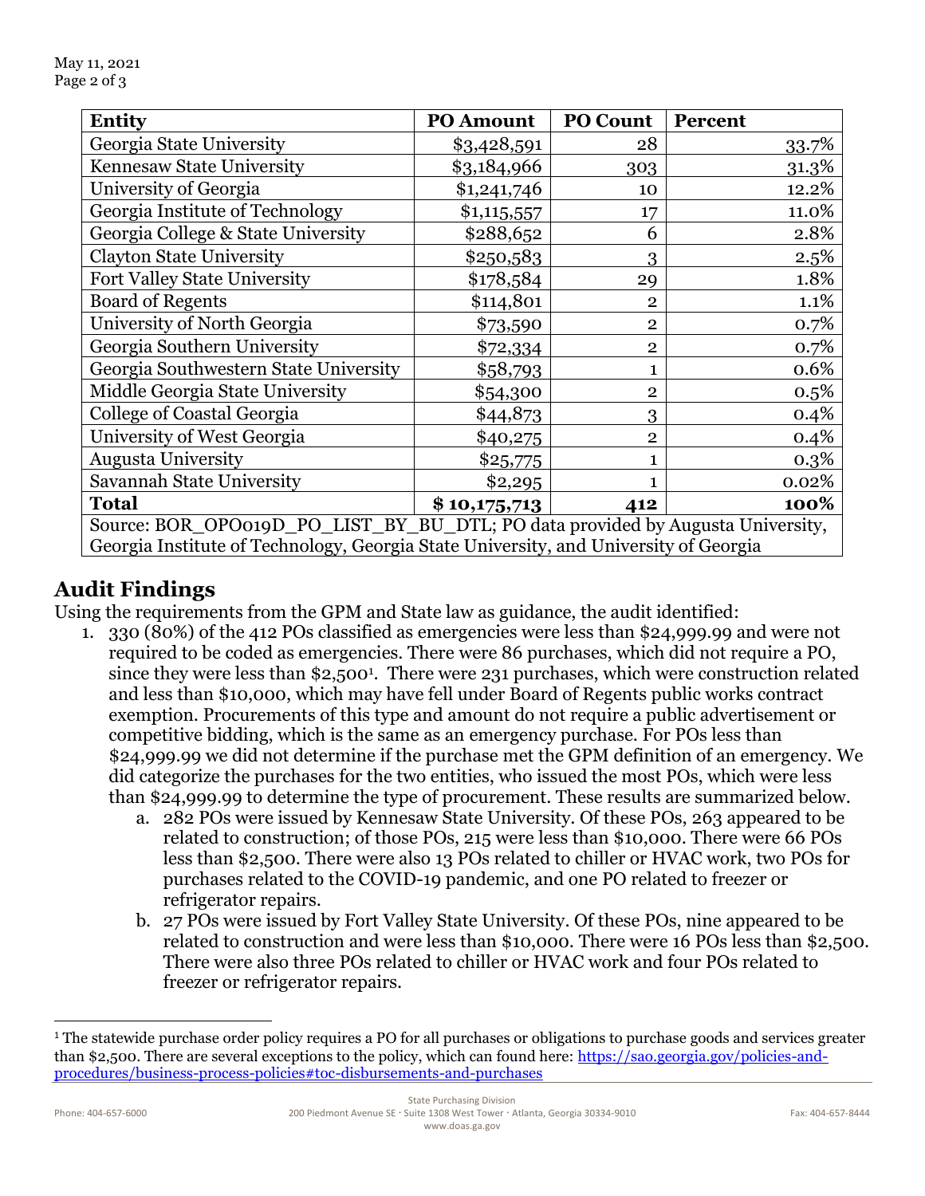| Entity | PO Amount | PO Count | Percent |
|---|---|---|---|
| Georgia State University | $3,428,591 | 28 | 33.7% |
| Kennesaw State University | $3,184,966 | 303 | 31.3% |
| University of Georgia | $1,241,746 | 10 | 12.2% |
| Georgia Institute of Technology | $1,115,557 | 17 | 11.0% |
| Georgia College & State University | $288,652 | 6 | 2.8% |
| Clayton State University | $250,583 | 3 | 2.5% |
| Fort Valley State University | $178,584 | 29 | 1.8% |
| Board of Regents | $114,801 | 2 | 1.1% |
| University of North Georgia | $73,590 | 2 | 0.7% |
| Georgia Southern University | $72,334 | 2 | 0.7% |
| Georgia Southwestern State University | $58,793 | 1 | 0.6% |
| Middle Georgia State University | $54,300 | 2 | 0.5% |
| College of Coastal Georgia | $44,873 | 3 | 0.4% |
| University of West Georgia | $40,275 | 2 | 0.4% |
| Augusta University | $25,775 | 1 | 0.3% |
| Savannah State University | $2,295 | 1 | 0.02% |
| **Total** | **$ 10,175,713** | **412** | **100%** |
| Source: BOR_OPO019D_PO_LIST_BY_BU_DTL; PO data provided by Augusta University, Georgia Institute of Technology, Georgia State University, and University of Georgia | | | |

## Audit Findings

Using the requirements from the GPM and State law as guidance, the audit identified:

1. 330 (80%) of the 412 POs classified as emergencies were less than $24,999.99 and were not required to be coded as emergencies. There were 86 purchases, which did not require a PO, since they were less than $2,500[1]. There were 231 purchases, which were construction related and less than $10,000, which may have fell under Board of Regents public works contract exemption. Procurements of this type and amount do not require a public advertisement or competitive bidding, which is the same as an emergency purchase. For POs less than $24,999.99 we did not determine if the purchase met the GPM definition of an emergency. We did categorize the purchases for the two entities, who issued the most POs, which were less than $24,999.99 to determine the type of procurement. These results are summarized below.
   a. 282 POs were issued by Kennesaw State University. Of these POs, 263 appeared to be related to construction; of those POs, 215 were less than $10,000. There were 66 POs less than $2,500. There were also 13 POs related to chiller or HVAC work, two POs for purchases related to the COVID-19 pandemic, and one PO related to freezer or refrigerator repairs.
   b. 27 POs were issued by Fort Valley State University. Of these POs, nine appeared to be related to construction and were less than $10,000. There were 16 POs less than $2,500. There were also three POs related to chiller or HVAC work and four POs related to freezer or refrigerator repairs.

[1] The statewide purchase order policy requires a PO for all purchases or obligations to purchase goods and services greater than $2,500. There are several exceptions to the policy, which can found here: https://sao.georgia.gov/policies-and-procedures/business-process-policies#toc-disbursements-and-purchases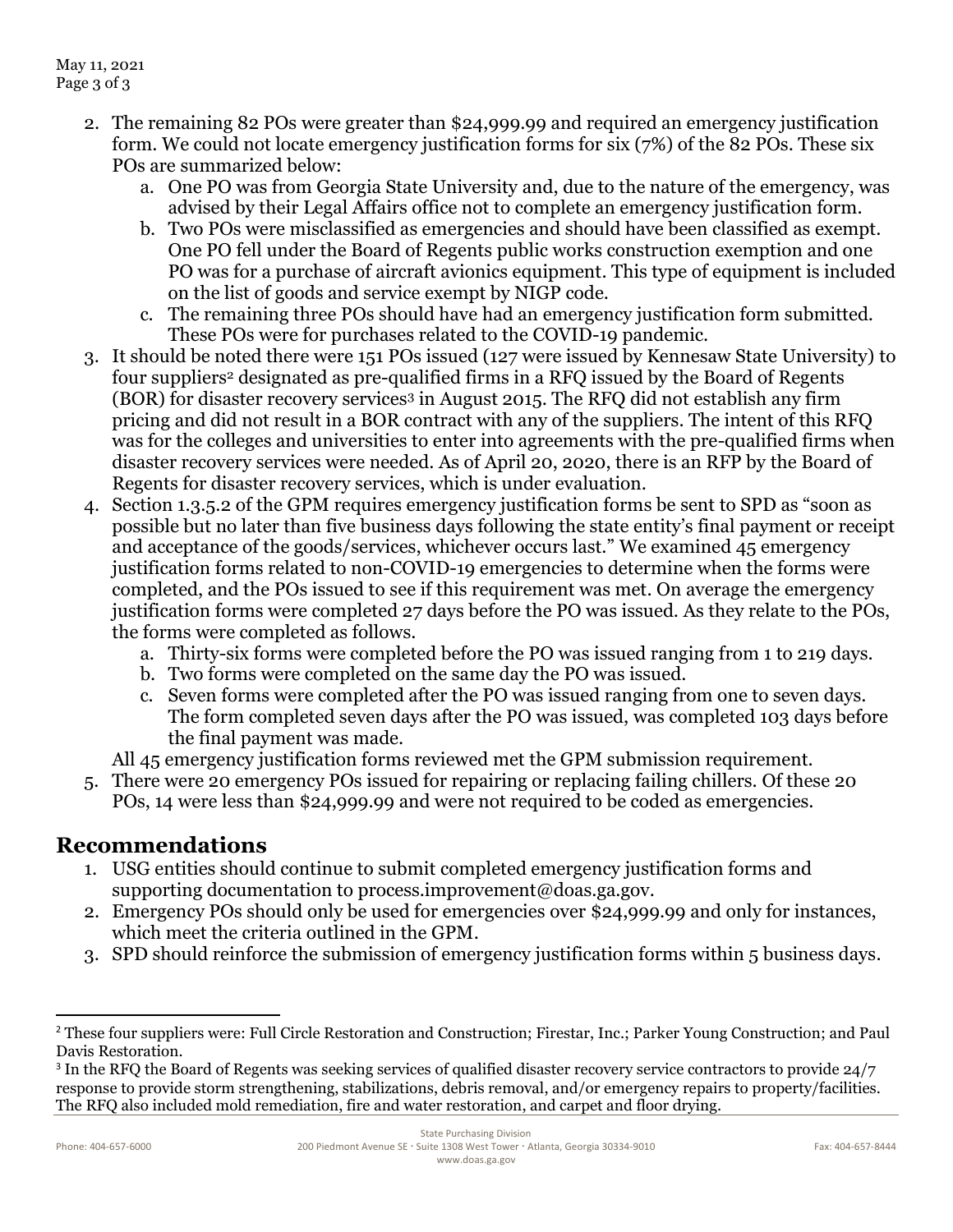2. The remaining 82 POs were greater than $24,999.99 and required an emergency justification form. We could not locate emergency justification forms for six (7%) of the 82 POs. These six POs are summarized below:
    a. One PO was from Georgia State University and, due to the nature of the emergency, was advised by their Legal Affairs office not to complete an emergency justification form.
    b. Two POs were misclassified as emergencies and should have been classified as exempt. One PO fell under the Board of Regents public works construction exemption and one PO was for a purchase of aircraft avionics equipment. This type of equipment is included on the list of goods and service exempt by NIGP code.
    c. The remaining three POs should have had an emergency justification form submitted. These POs were for purchases related to the COVID-19 pandemic.
3. It should be noted there were 151 POs issued (127 were issued by Kennesaw State University) to four suppliers[2] designated as pre-qualified firms in a RFQ issued by the Board of Regents (BOR) for disaster recovery services[3] in August 2015. The RFQ did not establish any firm pricing and did not result in a BOR contract with any of the suppliers. The intent of this RFQ was for the colleges and universities to enter into agreements with the pre-qualified firms when disaster recovery services were needed. As of April 20, 2020, there is an RFP by the Board of Regents for disaster recovery services, which is under evaluation.
4. Section 1.3.5.2 of the GPM requires emergency justification forms be sent to SPD as "soon as possible but no later than five business days following the state entity's final payment or receipt and acceptance of the goods/services, whichever occurs last." We examined 45 emergency justification forms related to non-COVID-19 emergencies to determine when the forms were completed, and the POs issued to see if this requirement was met. On average the emergency justification forms were completed 27 days before the PO was issued. As they relate to the POs, the forms were completed as follows.
    a. Thirty-six forms were completed before the PO was issued ranging from 1 to 219 days.
    b. Two forms were completed on the same day the PO was issued.
    c. Seven forms were completed after the PO was issued ranging from one to seven days. The form completed seven days after the PO was issued, was completed 103 days before the final payment was made.

    All 45 emergency justification forms reviewed met the GPM submission requirement.
5. There were 20 emergency POs issued for repairing or replacing failing chillers. Of these 20 POs, 14 were less than $24,999.99 and were not required to be coded as emergencies.

## Recommendations

1. USG entities should continue to submit completed emergency justification forms and supporting documentation to process.improvement@doas.ga.gov.
2. Emergency POs should only be used for emergencies over $24,999.99 and only for instances, which meet the criteria outlined in the GPM.
3. SPD should reinforce the submission of emergency justification forms within 5 business days.

---

[2] These four suppliers were: Full Circle Restoration and Construction; Firestar, Inc.; Parker Young Construction; and Paul Davis Restoration.

[3] In the RFQ the Board of Regents was seeking services of qualified disaster recovery service contractors to provide 24/7 response to provide storm strengthening, stabilizations, debris removal, and/or emergency repairs to property/facilities. The RFQ also included mold remediation, fire and water restoration, and carpet and floor drying.